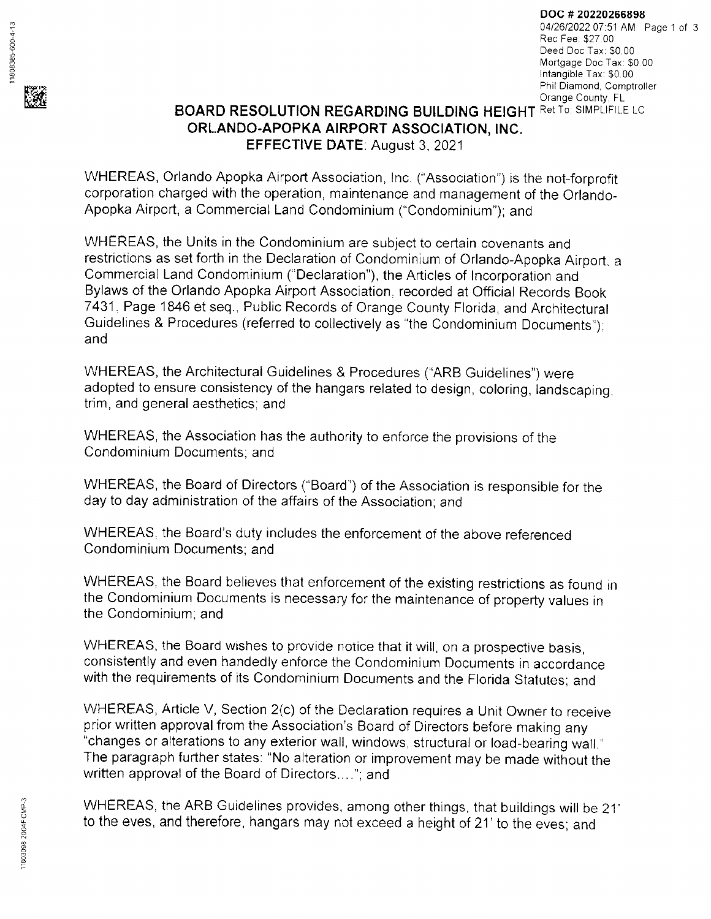DOC # 20220266898
04/26/2022 07:51 AM
Rec Fee: $27.00
Deed Doc Tax: $0.00
Mortgage Doc Tax: $0.00
Intangible Tax: $0.00
Phil Diamond, Comptroller
Orange County, FL
Ret To: SIMPLIFILE LC

# BOARD RESOLUTION REGARDING BUILDING HEIGHT
## ORLANDO-APOPKA AIRPORT ASSOCIATION, INC.
**EFFECTIVE DATE**: August 3, 2021

WHEREAS, Orlando Apopka Airport Association, Inc. ("Association") is the not-forprofit corporation charged with the operation, maintenance and management of the Orlando-Apopka Airport, a Commercial Land Condominium ("Condominium"); and

WHEREAS, the Units in the Condominium are subject to certain covenants and restrictions as set forth in the Declaration of Condominium of Orlando-Apopka Airport, a Commercial Land Condominium ("Declaration"), the Articles of Incorporation and Bylaws of the Orlando Apopka Airport Association, recorded at Official Records Book 7431, Page 1846 et seq., Public Records of Orange County Florida, and Architectural Guidelines & Procedures (referred to collectively as "the Condominium Documents"); and

WHEREAS, the Architectural Guidelines & Procedures ("ARB Guidelines") were adopted to ensure consistency of the hangars related to design, coloring, landscaping, trim, and general aesthetics; and

WHEREAS, the Association has the authority to enforce the provisions of the Condominium Documents; and

WHEREAS, the Board of Directors ("Board") of the Association is responsible for the day to day administration of the affairs of the Association; and

WHEREAS, the Board's duty includes the enforcement of the above referenced Condominium Documents; and

WHEREAS, the Board believes that enforcement of the existing restrictions as found in the Condominium Documents is necessary for the maintenance of property values in the Condominium; and

WHEREAS, the Board wishes to provide notice that it will, on a prospective basis, consistently and even handedly enforce the Condominium Documents in accordance with the requirements of its Condominium Documents and the Florida Statutes; and

WHEREAS, Article V, Section 2(c) of the Declaration requires a Unit Owner to receive prior written approval from the Association's Board of Directors before making any "changes or alterations to any exterior wall, windows, structural or load-bearing wall." The paragraph further states: "No alteration or improvement may be made without the written approval of the Board of Directors…."; and

WHEREAS, the ARB Guidelines provides, among other things, that buildings will be 21' to the eves, and therefore, hangars may not exceed a height of 21' to the eves; and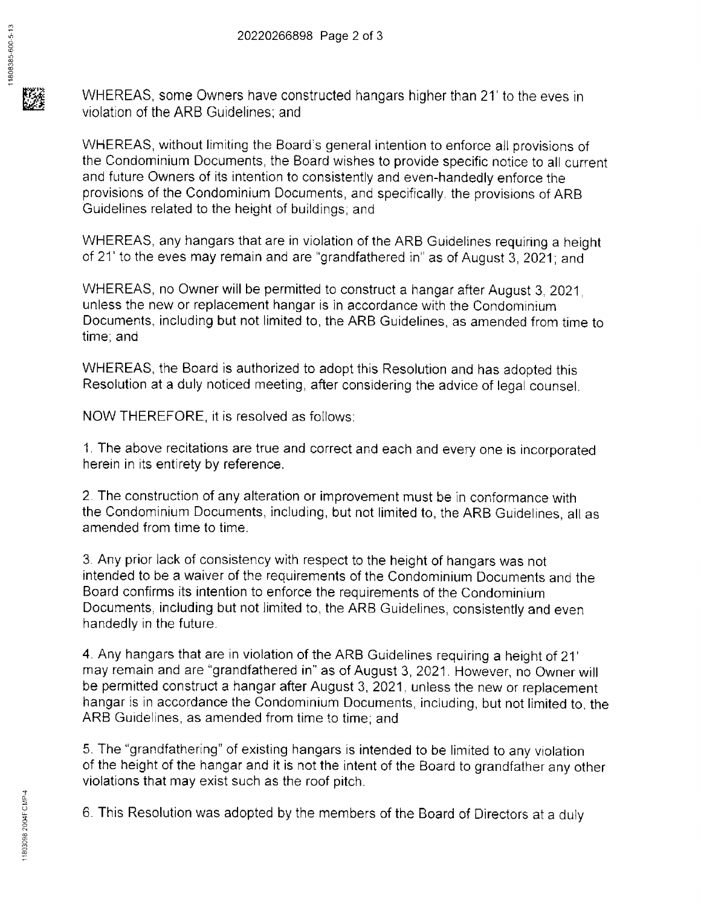WHEREAS, some Owners have constructed hangars higher than 21' to the eves in violation of the ARB Guidelines; and

WHEREAS, without limiting the Board's general intention to enforce all provisions of the Condominium Documents, the Board wishes to provide specific notice to all current and future Owners of its intention to consistently and even-handedly enforce the provisions of the Condominium Documents, and specifically, the provisions of ARB Guidelines related to the height of buildings; and

WHEREAS, any hangars that are in violation of the ARB Guidelines requiring a height of 21' to the eves may remain and are "grandfathered in" as of August 3, 2021; and

WHEREAS, no Owner will be permitted to construct a hangar after August 3, 2021, unless the new or replacement hangar is in accordance with the Condominium Documents, including but not limited to, the ARB Guidelines, as amended from time to time; and

WHEREAS, the Board is authorized to adopt this Resolution and has adopted this Resolution at a duly noticed meeting, after considering the advice of legal counsel.

NOW THEREFORE, it is resolved as follows:

1. The above recitations are true and correct and each and every one is incorporated herein in its entirety by reference.

2. The construction of any alteration or improvement must be in conformance with the Condominium Documents, including, but not limited to, the ARB Guidelines, all as amended from time to time.

3. Any prior lack of consistency with respect to the height of hangars was not intended to be a waiver of the requirements of the Condominium Documents and the Board confirms its intention to enforce the requirements of the Condominium Documents, including but not limited to, the ARB Guidelines, consistently and even handedly in the future.

4. Any hangars that are in violation of the ARB Guidelines requiring a height of 21' may remain and are "grandfathered in" as of August 3, 2021. However, no Owner will be permitted construct a hangar after August 3, 2021, unless the new or replacement hangar is in accordance the Condominium Documents, including, but not limited to, the ARB Guidelines, as amended from time to time; and

5. The "grandfathering" of existing hangars is intended to be limited to any violation of the height of the hangar and it is not the intent of the Board to grandfather any other violations that may exist such as the roof pitch.

6. This Resolution was adopted by the members of the Board of Directors at a duly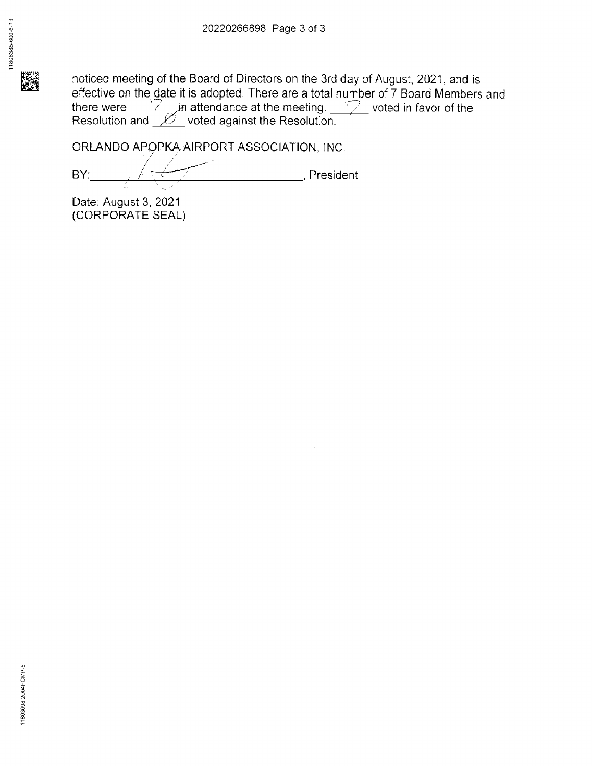noticed meeting of the Board of Directors on the 3rd day of August, 2021, and is effective on the date it is adopted. There are a total number of 7 Board Members and there were 7 in attendance at the meeting. 7 voted in favor of the Resolution and 0 voted against the Resolution.

ORLANDO APOPKA AIRPORT ASSOCIATION, INC.

BY:\_\_\_\_\_\_\_\_\_\_\_\_\_\_\_\_\_\_\_\_\_\_\_\_\_\_\_\_\_\_\_\_\_\_, President

Date: August 3, 2021
(CORPORATE SEAL)